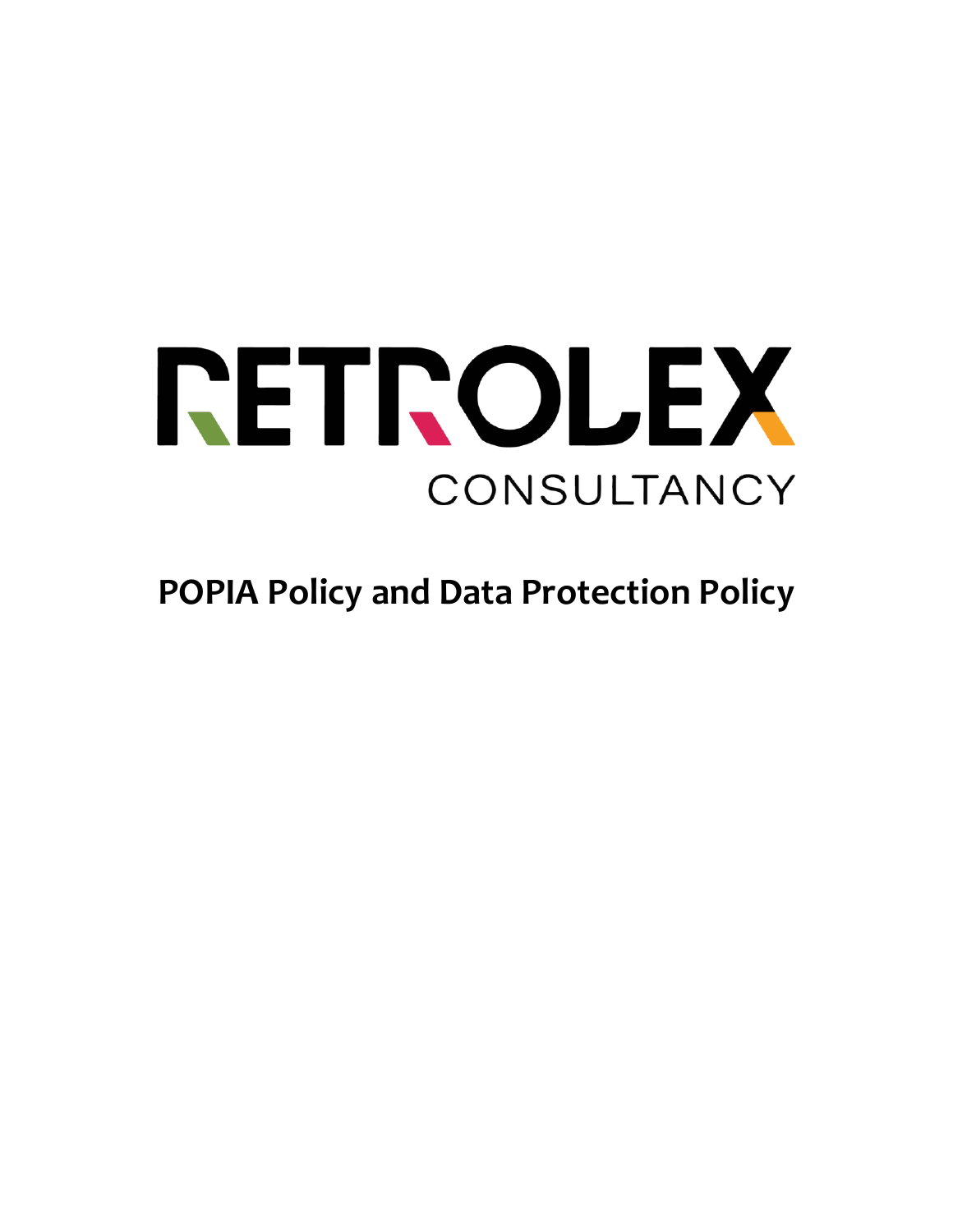RETROLEX

CONSULTANCY

# POPIA Policy and Data Protection Policy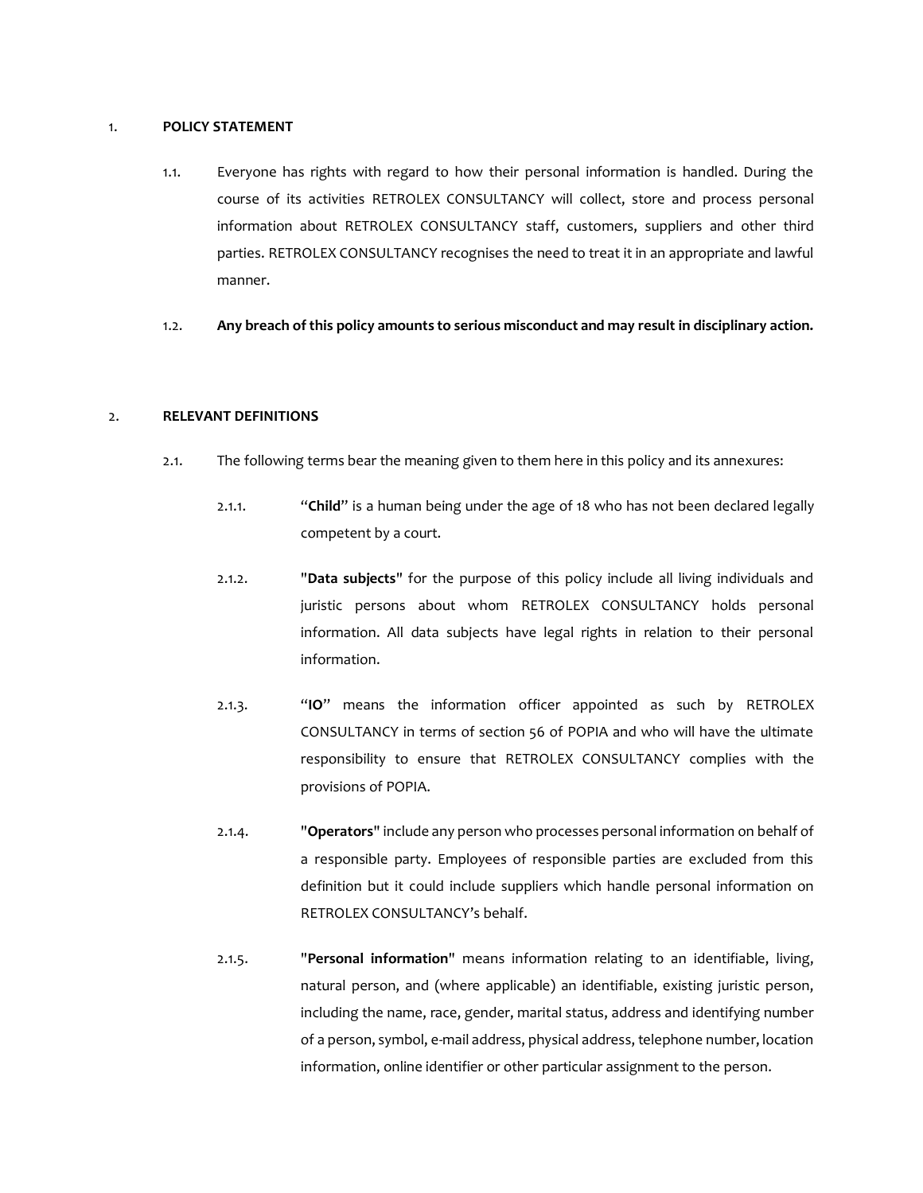## 1. POLICY STATEMENT

1.1. Everyone has rights with regard to how their personal information is handled. During the course of its activities RETROLEX CONSULTANCY will collect, store and process personal information about RETROLEX CONSULTANCY staff, customers, suppliers and other third parties. RETROLEX CONSULTANCY recognises the need to treat it in an appropriate and lawful manner.

1.2. **Any breach of this policy amounts to serious misconduct and may result in disciplinary action.**

## 2. RELEVANT DEFINITIONS

2.1. The following terms bear the meaning given to them here in this policy and its annexures:

2.1.1. "**Child**" is a human being under the age of 18 who has not been declared legally competent by a court.

2.1.2. "**Data subjects**" for the purpose of this policy include all living individuals and juristic persons about whom RETROLEX CONSULTANCY holds personal information. All data subjects have legal rights in relation to their personal information.

2.1.3. "**IO**" means the information officer appointed as such by RETROLEX CONSULTANCY in terms of section 56 of POPIA and who will have the ultimate responsibility to ensure that RETROLEX CONSULTANCY complies with the provisions of POPIA.

2.1.4. "**Operators**" include any person who processes personal information on behalf of a responsible party. Employees of responsible parties are excluded from this definition but it could include suppliers which handle personal information on RETROLEX CONSULTANCY's behalf.

2.1.5. "**Personal information**" means information relating to an identifiable, living, natural person, and (where applicable) an identifiable, existing juristic person, including the name, race, gender, marital status, address and identifying number of a person, symbol, e-mail address, physical address, telephone number, location information, online identifier or other particular assignment to the person.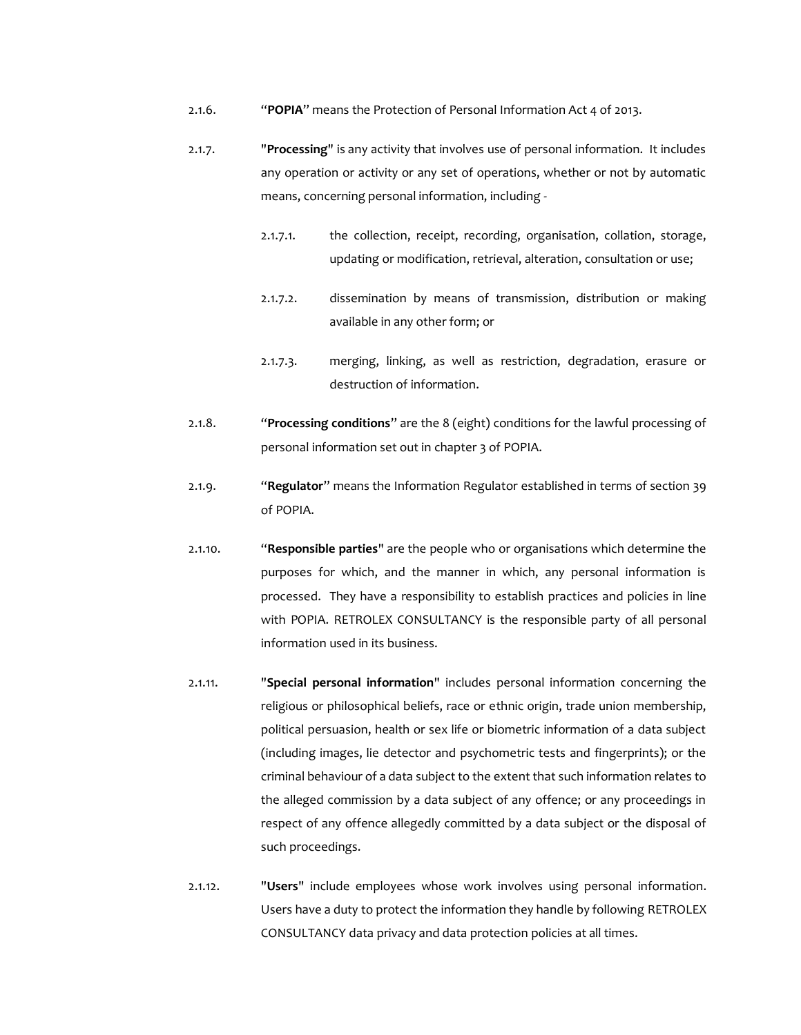2.1.6. “**POPIA**” means the Protection of Personal Information Act 4 of 2013.

2.1.7. "**Processing**" is any activity that involves use of personal information. It includes any operation or activity or any set of operations, whether or not by automatic means, concerning personal information, including -

2.1.7.1. the collection, receipt, recording, organisation, collation, storage, updating or modification, retrieval, alteration, consultation or use;

2.1.7.2. dissemination by means of transmission, distribution or making available in any other form; or

2.1.7.3. merging, linking, as well as restriction, degradation, erasure or destruction of information.

2.1.8. “**Processing conditions**” are the 8 (eight) conditions for the lawful processing of personal information set out in chapter 3 of POPIA.

2.1.9. “**Regulator**” means the Information Regulator established in terms of section 39 of POPIA.

2.1.10. “**Responsible parties**" are the people who or organisations which determine the purposes for which, and the manner in which, any personal information is processed. They have a responsibility to establish practices and policies in line with POPIA. RETROLEX CONSULTANCY is the responsible party of all personal information used in its business.

2.1.11. "**Special personal information**" includes personal information concerning the religious or philosophical beliefs, race or ethnic origin, trade union membership, political persuasion, health or sex life or biometric information of a data subject (including images, lie detector and psychometric tests and fingerprints); or the criminal behaviour of a data subject to the extent that such information relates to the alleged commission by a data subject of any offence; or any proceedings in respect of any offence allegedly committed by a data subject or the disposal of such proceedings.

2.1.12. "**Users**" include employees whose work involves using personal information. Users have a duty to protect the information they handle by following RETROLEX CONSULTANCY data privacy and data protection policies at all times.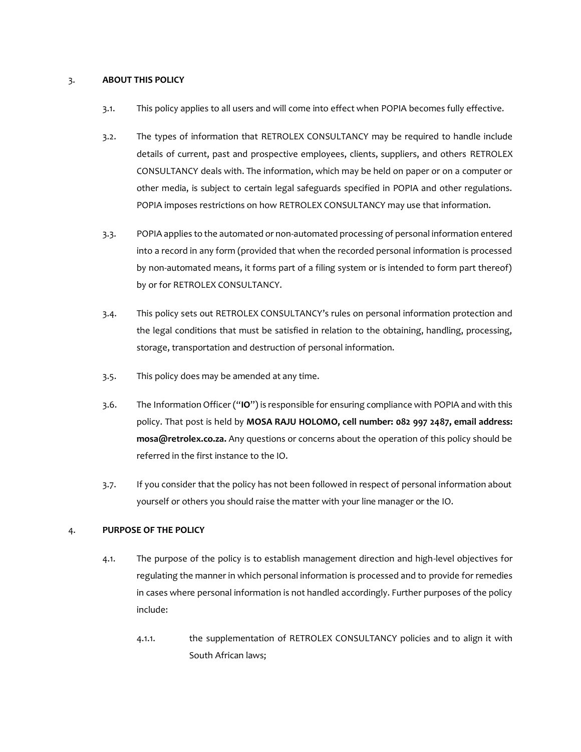## 3. ABOUT THIS POLICY

3.1. This policy applies to all users and will come into effect when POPIA becomes fully effective.

3.2. The types of information that RETROLEX CONSULTANCY may be required to handle include details of current, past and prospective employees, clients, suppliers, and others RETROLEX CONSULTANCY deals with. The information, which may be held on paper or on a computer or other media, is subject to certain legal safeguards specified in POPIA and other regulations. POPIA imposes restrictions on how RETROLEX CONSULTANCY may use that information.

3.3. POPIA applies to the automated or non-automated processing of personal information entered into a record in any form (provided that when the recorded personal information is processed by non-automated means, it forms part of a filing system or is intended to form part thereof) by or for RETROLEX CONSULTANCY.

3.4. This policy sets out RETROLEX CONSULTANCY's rules on personal information protection and the legal conditions that must be satisfied in relation to the obtaining, handling, processing, storage, transportation and destruction of personal information.

3.5. This policy does may be amended at any time.

3.6. The Information Officer ("**IO**") is responsible for ensuring compliance with POPIA and with this policy. That post is held by **MOSA RAJU HOLOMO, cell number: 082 997 2487, email address: mosa@retrolex.co.za.** Any questions or concerns about the operation of this policy should be referred in the first instance to the IO.

3.7. If you consider that the policy has not been followed in respect of personal information about yourself or others you should raise the matter with your line manager or the IO.

## 4. PURPOSE OF THE POLICY

4.1. The purpose of the policy is to establish management direction and high-level objectives for regulating the manner in which personal information is processed and to provide for remedies in cases where personal information is not handled accordingly. Further purposes of the policy include:

4.1.1. the supplementation of RETROLEX CONSULTANCY policies and to align it with South African laws;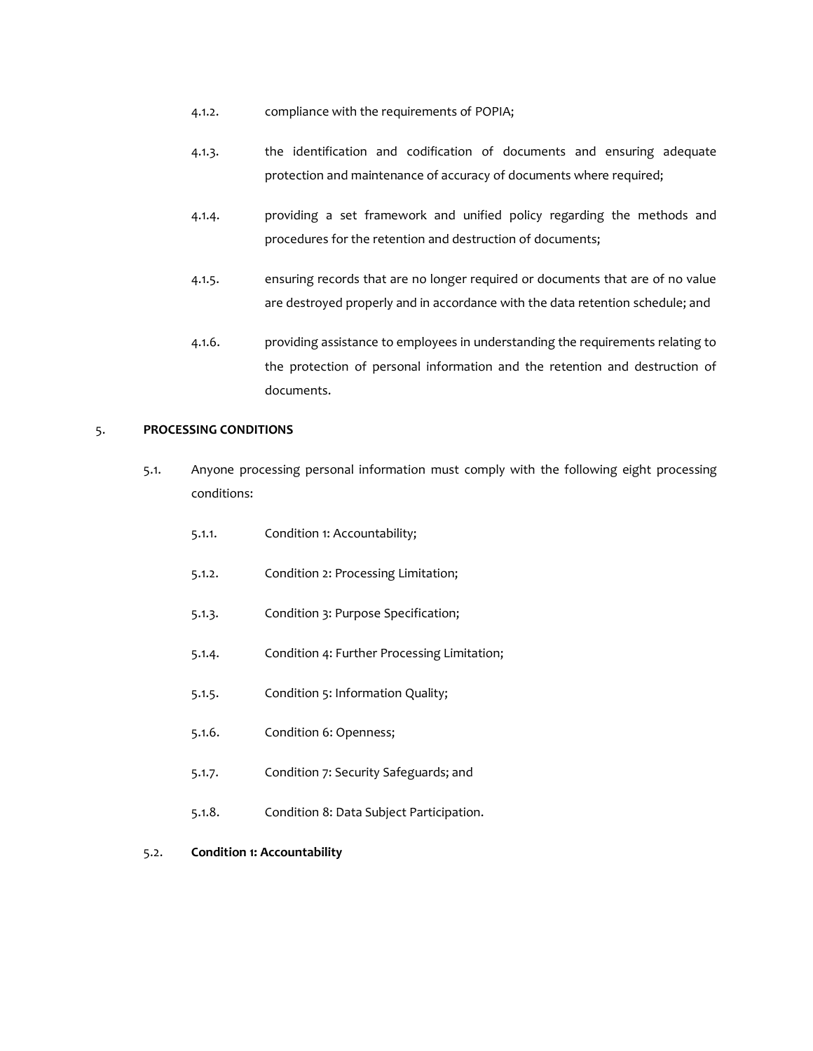4.1.2. compliance with the requirements of POPIA;

4.1.3. the identification and codification of documents and ensuring adequate protection and maintenance of accuracy of documents where required;

4.1.4. providing a set framework and unified policy regarding the methods and procedures for the retention and destruction of documents;

4.1.5. ensuring records that are no longer required or documents that are of no value are destroyed properly and in accordance with the data retention schedule; and

4.1.6. providing assistance to employees in understanding the requirements relating to the protection of personal information and the retention and destruction of documents.

## 5. PROCESSING CONDITIONS

5.1. Anyone processing personal information must comply with the following eight processing conditions:

5.1.1. Condition 1: Accountability;

5.1.2. Condition 2: Processing Limitation;

5.1.3. Condition 3: Purpose Specification;

5.1.4. Condition 4: Further Processing Limitation;

5.1.5. Condition 5: Information Quality;

5.1.6. Condition 6: Openness;

5.1.7. Condition 7: Security Safeguards; and

5.1.8. Condition 8: Data Subject Participation.

5.2. **Condition 1: Accountability**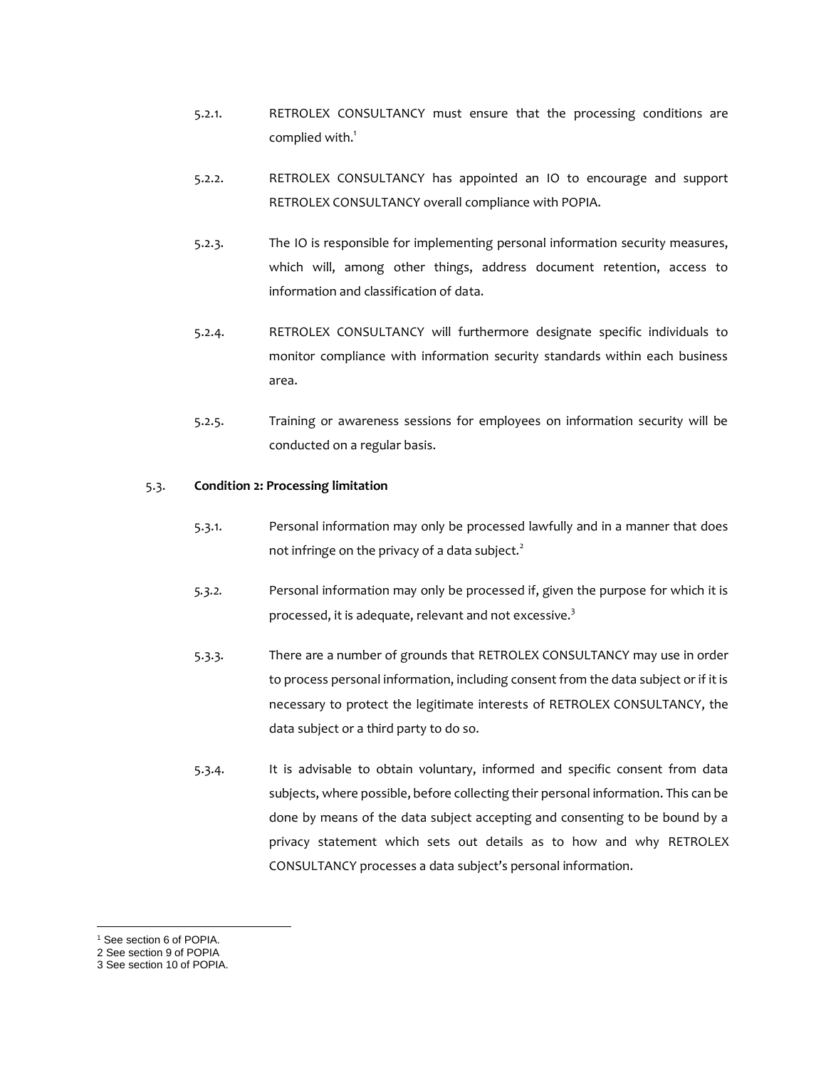5.2.1. RETROLEX CONSULTANCY must ensure that the processing conditions are complied with.[1]

5.2.2. RETROLEX CONSULTANCY has appointed an IO to encourage and support RETROLEX CONSULTANCY overall compliance with POPIA.

5.2.3. The IO is responsible for implementing personal information security measures, which will, among other things, address document retention, access to information and classification of data.

5.2.4. RETROLEX CONSULTANCY will furthermore designate specific individuals to monitor compliance with information security standards within each business area.

5.2.5. Training or awareness sessions for employees on information security will be conducted on a regular basis.

5.3. **Condition 2: Processing limitation**

5.3.1. Personal information may only be processed lawfully and in a manner that does not infringe on the privacy of a data subject.[2]

5.3.2. Personal information may only be processed if, given the purpose for which it is processed, it is adequate, relevant and not excessive.[3]

5.3.3. There are a number of grounds that RETROLEX CONSULTANCY may use in order to process personal information, including consent from the data subject or if it is necessary to protect the legitimate interests of RETROLEX CONSULTANCY, the data subject or a third party to do so.

5.3.4. It is advisable to obtain voluntary, informed and specific consent from data subjects, where possible, before collecting their personal information. This can be done by means of the data subject accepting and consenting to be bound by a privacy statement which sets out details as to how and why RETROLEX CONSULTANCY processes a data subject's personal information.

---

[1] See section 6 of POPIA.
[2] See section 9 of POPIA
[3] See section 10 of POPIA.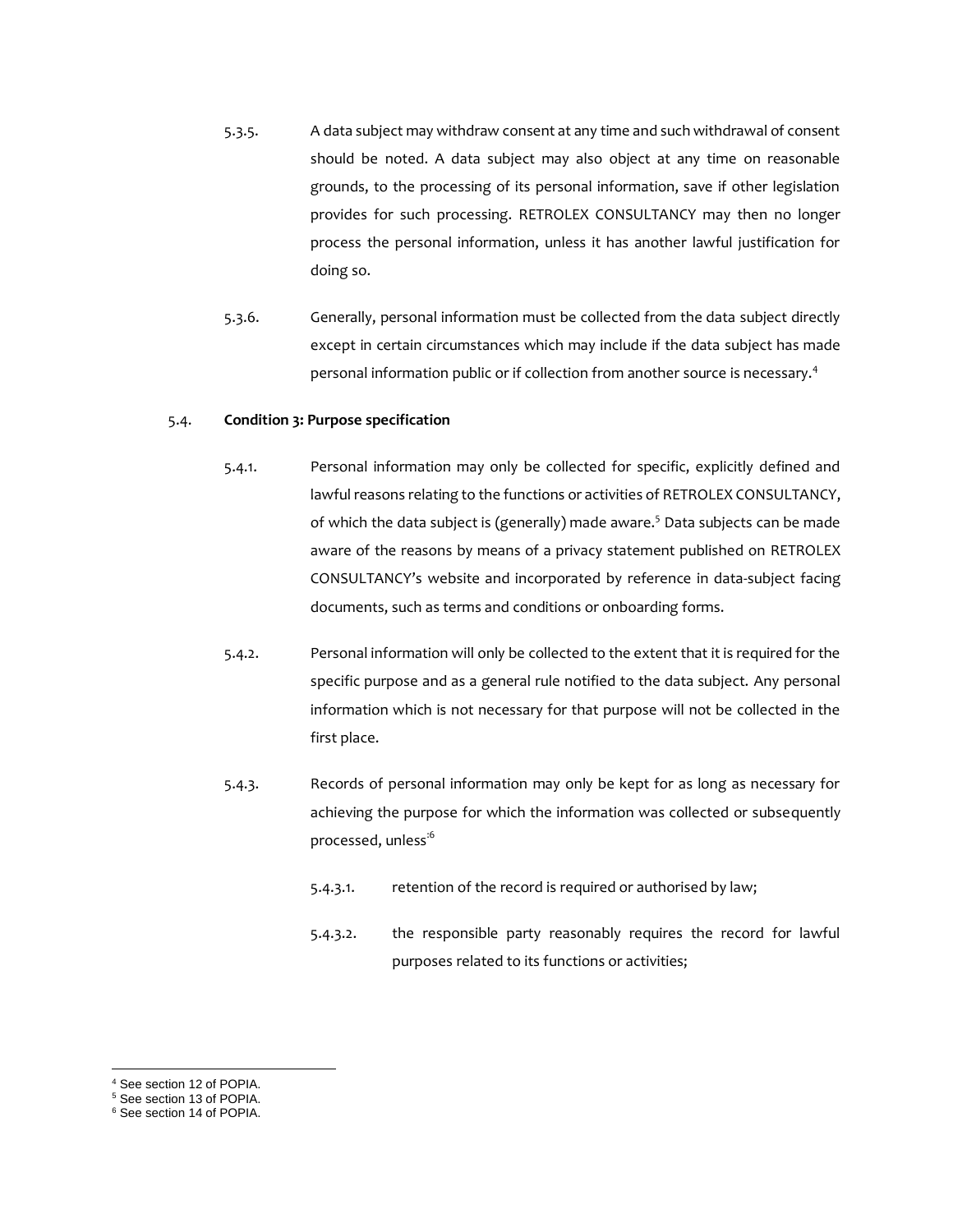5.3.5. A data subject may withdraw consent at any time and such withdrawal of consent should be noted. A data subject may also object at any time on reasonable grounds, to the processing of its personal information, save if other legislation provides for such processing. RETROLEX CONSULTANCY may then no longer process the personal information, unless it has another lawful justification for doing so.

5.3.6. Generally, personal information must be collected from the data subject directly except in certain circumstances which may include if the data subject has made personal information public or if collection from another source is necessary.[4]

5.4. **Condition 3: Purpose specification**

5.4.1. Personal information may only be collected for specific, explicitly defined and lawful reasons relating to the functions or activities of RETROLEX CONSULTANCY, of which the data subject is (generally) made aware.[5] Data subjects can be made aware of the reasons by means of a privacy statement published on RETROLEX CONSULTANCY's website and incorporated by reference in data-subject facing documents, such as terms and conditions or onboarding forms.

5.4.2. Personal information will only be collected to the extent that it is required for the specific purpose and as a general rule notified to the data subject. Any personal information which is not necessary for that purpose will not be collected in the first place.

5.4.3. Records of personal information may only be kept for as long as necessary for achieving the purpose for which the information was collected or subsequently processed, unless:[6]

5.4.3.1. retention of the record is required or authorised by law;

5.4.3.2. the responsible party reasonably requires the record for lawful purposes related to its functions or activities;

---

[4] See section 12 of POPIA.
[5] See section 13 of POPIA.
[6] See section 14 of POPIA.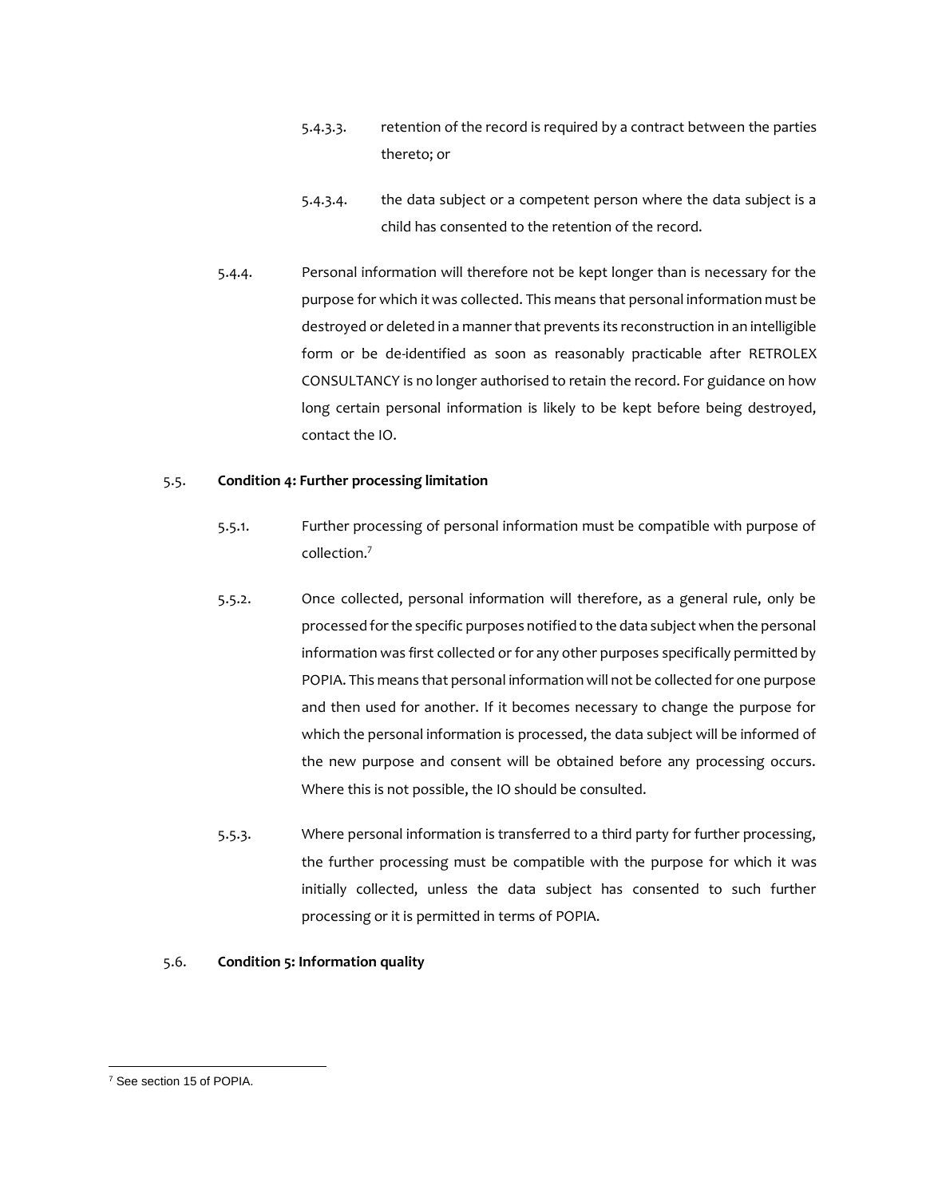5.4.3.3. retention of the record is required by a contract between the parties thereto; or

5.4.3.4. the data subject or a competent person where the data subject is a child has consented to the retention of the record.

5.4.4. Personal information will therefore not be kept longer than is necessary for the purpose for which it was collected. This means that personal information must be destroyed or deleted in a manner that prevents its reconstruction in an intelligible form or be de-identified as soon as reasonably practicable after RETROLEX CONSULTANCY is no longer authorised to retain the record. For guidance on how long certain personal information is likely to be kept before being destroyed, contact the IO.

5.5. **Condition 4: Further processing limitation**

5.5.1. Further processing of personal information must be compatible with purpose of collection.[7]

5.5.2. Once collected, personal information will therefore, as a general rule, only be processed for the specific purposes notified to the data subject when the personal information was first collected or for any other purposes specifically permitted by POPIA. This means that personal information will not be collected for one purpose and then used for another. If it becomes necessary to change the purpose for which the personal information is processed, the data subject will be informed of the new purpose and consent will be obtained before any processing occurs. Where this is not possible, the IO should be consulted.

5.5.3. Where personal information is transferred to a third party for further processing, the further processing must be compatible with the purpose for which it was initially collected, unless the data subject has consented to such further processing or it is permitted in terms of POPIA.

5.6. **Condition 5: Information quality**

---

[7] See section 15 of POPIA.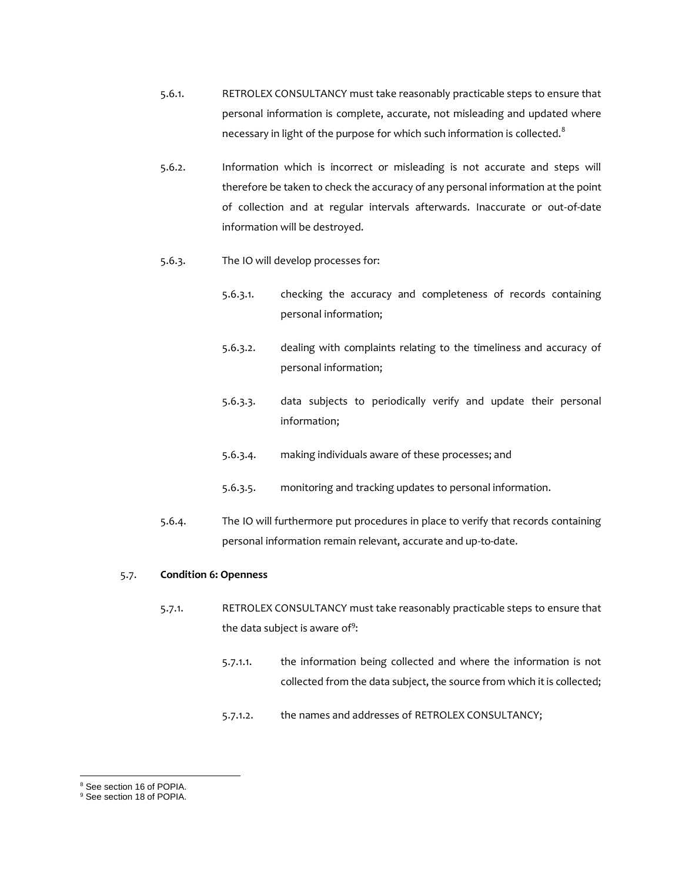5.6.1. RETROLEX CONSULTANCY must take reasonably practicable steps to ensure that personal information is complete, accurate, not misleading and updated where necessary in light of the purpose for which such information is collected.[8]

5.6.2. Information which is incorrect or misleading is not accurate and steps will therefore be taken to check the accuracy of any personal information at the point of collection and at regular intervals afterwards. Inaccurate or out-of-date information will be destroyed.

5.6.3. The IO will develop processes for:

5.6.3.1. checking the accuracy and completeness of records containing personal information;

5.6.3.2. dealing with complaints relating to the timeliness and accuracy of personal information;

5.6.3.3. data subjects to periodically verify and update their personal information;

5.6.3.4. making individuals aware of these processes; and

5.6.3.5. monitoring and tracking updates to personal information.

5.6.4. The IO will furthermore put procedures in place to verify that records containing personal information remain relevant, accurate and up-to-date.

5.7. **Condition 6: Openness**

5.7.1. RETROLEX CONSULTANCY must take reasonably practicable steps to ensure that the data subject is aware of[9]:

5.7.1.1. the information being collected and where the information is not collected from the data subject, the source from which it is collected;

5.7.1.2. the names and addresses of RETROLEX CONSULTANCY;

---

[8] See section 16 of POPIA.

[9] See section 18 of POPIA.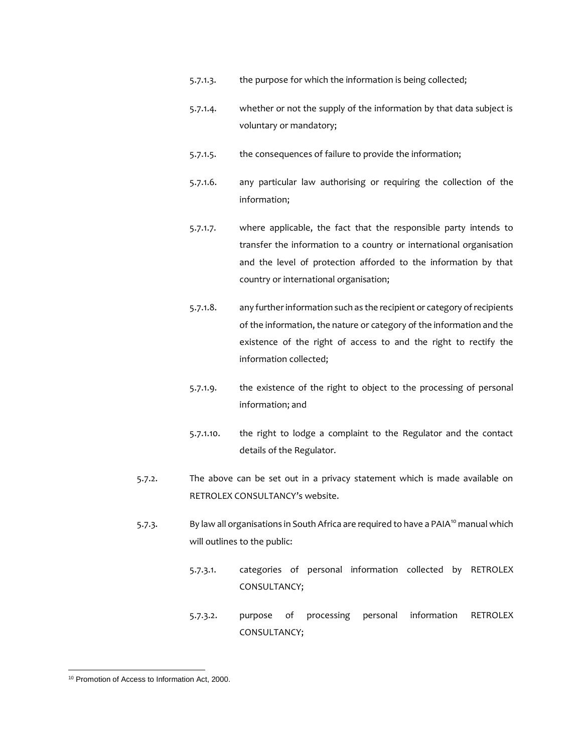5.7.1.3. the purpose for which the information is being collected;

5.7.1.4. whether or not the supply of the information by that data subject is voluntary or mandatory;

5.7.1.5. the consequences of failure to provide the information;

5.7.1.6. any particular law authorising or requiring the collection of the information;

5.7.1.7. where applicable, the fact that the responsible party intends to transfer the information to a country or international organisation and the level of protection afforded to the information by that country or international organisation;

5.7.1.8. any further information such as the recipient or category of recipients of the information, the nature or category of the information and the existence of the right of access to and the right to rectify the information collected;

5.7.1.9. the existence of the right to object to the processing of personal information; and

5.7.1.10. the right to lodge a complaint to the Regulator and the contact details of the Regulator.

5.7.2. The above can be set out in a privacy statement which is made available on RETROLEX CONSULTANCY's website.

5.7.3. By law all organisations in South Africa are required to have a PAIA[10] manual which will outlines to the public:

5.7.3.1. categories of personal information collected by RETROLEX CONSULTANCY;

5.7.3.2. purpose of processing personal information RETROLEX CONSULTANCY;

---

[10] Promotion of Access to Information Act, 2000.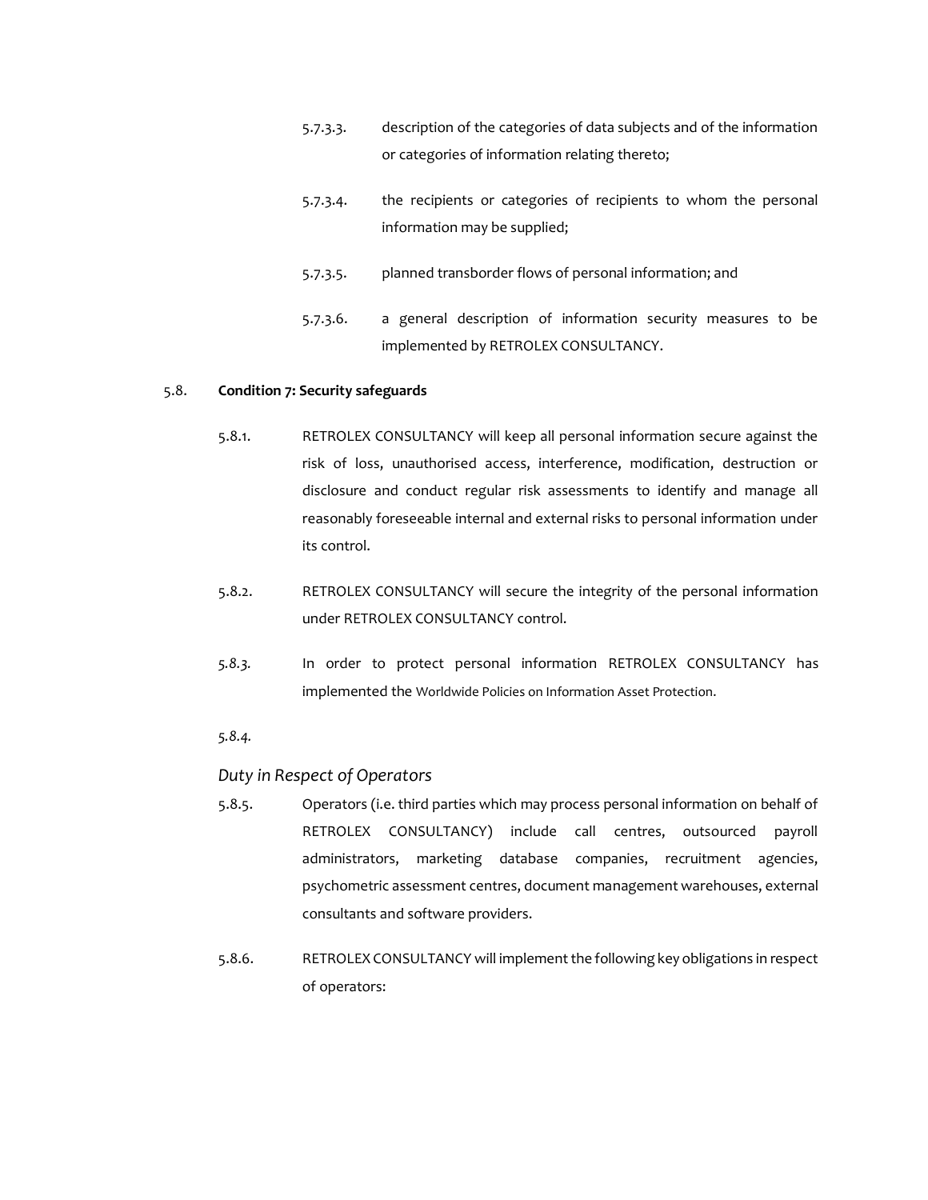5.7.3.3. description of the categories of data subjects and of the information or categories of information relating thereto;

5.7.3.4. the recipients or categories of recipients to whom the personal information may be supplied;

5.7.3.5. planned transborder flows of personal information; and

5.7.3.6. a general description of information security measures to be implemented by RETROLEX CONSULTANCY.

5.8. **Condition 7: Security safeguards**

5.8.1. RETROLEX CONSULTANCY will keep all personal information secure against the risk of loss, unauthorised access, interference, modification, destruction or disclosure and conduct regular risk assessments to identify and manage all reasonably foreseeable internal and external risks to personal information under its control.

5.8.2. RETROLEX CONSULTANCY will secure the integrity of the personal information under RETROLEX CONSULTANCY control.

*5.8.3.* In order to protect personal information RETROLEX CONSULTANCY has implemented the Worldwide Policies on Information Asset Protection.

*5.8.4.*

*Duty in Respect of Operators*

5.8.5. Operators (i.e. third parties which may process personal information on behalf of RETROLEX CONSULTANCY) include call centres, outsourced payroll administrators, marketing database companies, recruitment agencies, psychometric assessment centres, document management warehouses, external consultants and software providers.

5.8.6. RETROLEX CONSULTANCY will implement the following key obligations in respect of operators: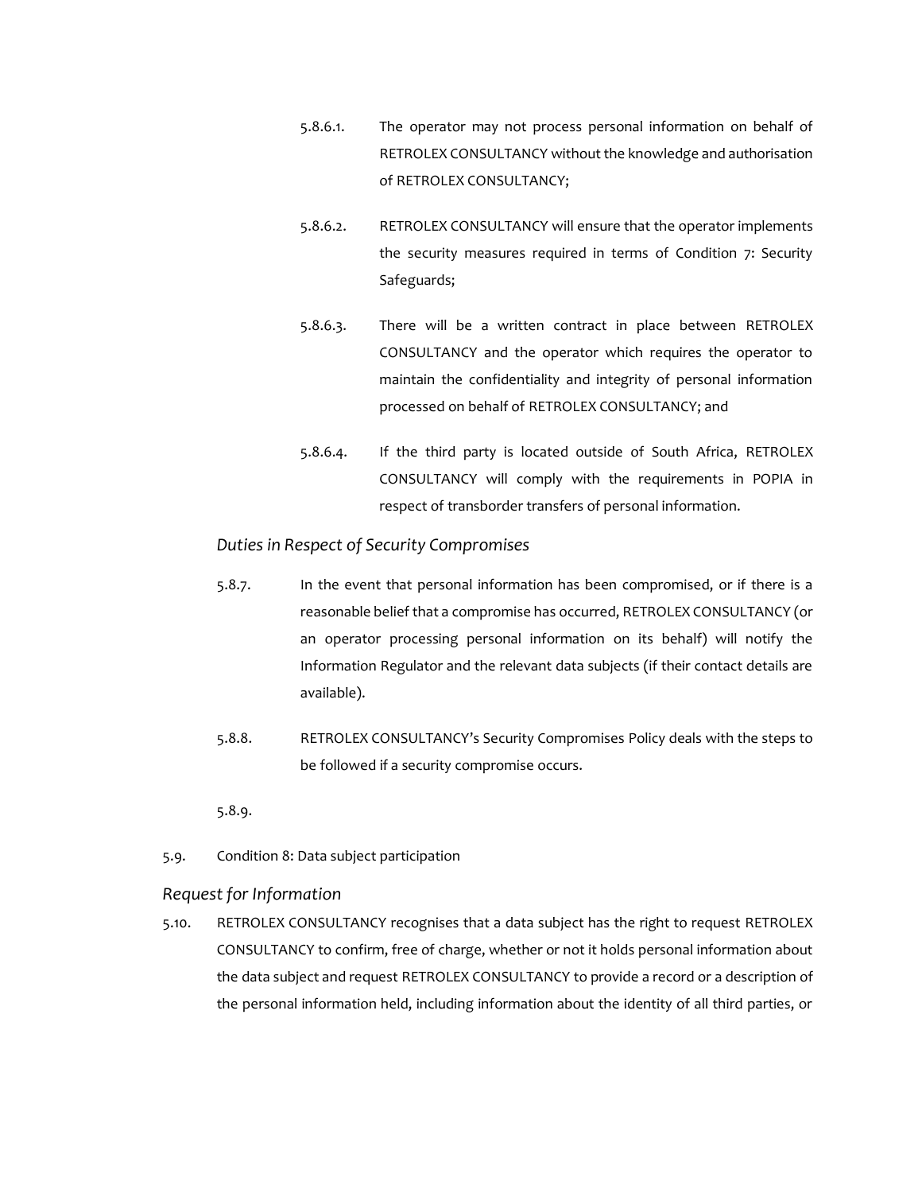5.8.6.1. The operator may not process personal information on behalf of RETROLEX CONSULTANCY without the knowledge and authorisation of RETROLEX CONSULTANCY;

5.8.6.2. RETROLEX CONSULTANCY will ensure that the operator implements the security measures required in terms of Condition 7: Security Safeguards;

5.8.6.3. There will be a written contract in place between RETROLEX CONSULTANCY and the operator which requires the operator to maintain the confidentiality and integrity of personal information processed on behalf of RETROLEX CONSULTANCY; and

5.8.6.4. If the third party is located outside of South Africa, RETROLEX CONSULTANCY will comply with the requirements in POPIA in respect of transborder transfers of personal information.

*Duties in Respect of Security Compromises*

5.8.7. In the event that personal information has been compromised, or if there is a reasonable belief that a compromise has occurred, RETROLEX CONSULTANCY (or an operator processing personal information on its behalf) will notify the Information Regulator and the relevant data subjects (if their contact details are available).

5.8.8. RETROLEX CONSULTANCY's Security Compromises Policy deals with the steps to be followed if a security compromise occurs.

5.8.9.

5.9. Condition 8: Data subject participation

*Request for Information*

5.10. RETROLEX CONSULTANCY recognises that a data subject has the right to request RETROLEX CONSULTANCY to confirm, free of charge, whether or not it holds personal information about the data subject and request RETROLEX CONSULTANCY to provide a record or a description of the personal information held, including information about the identity of all third parties, or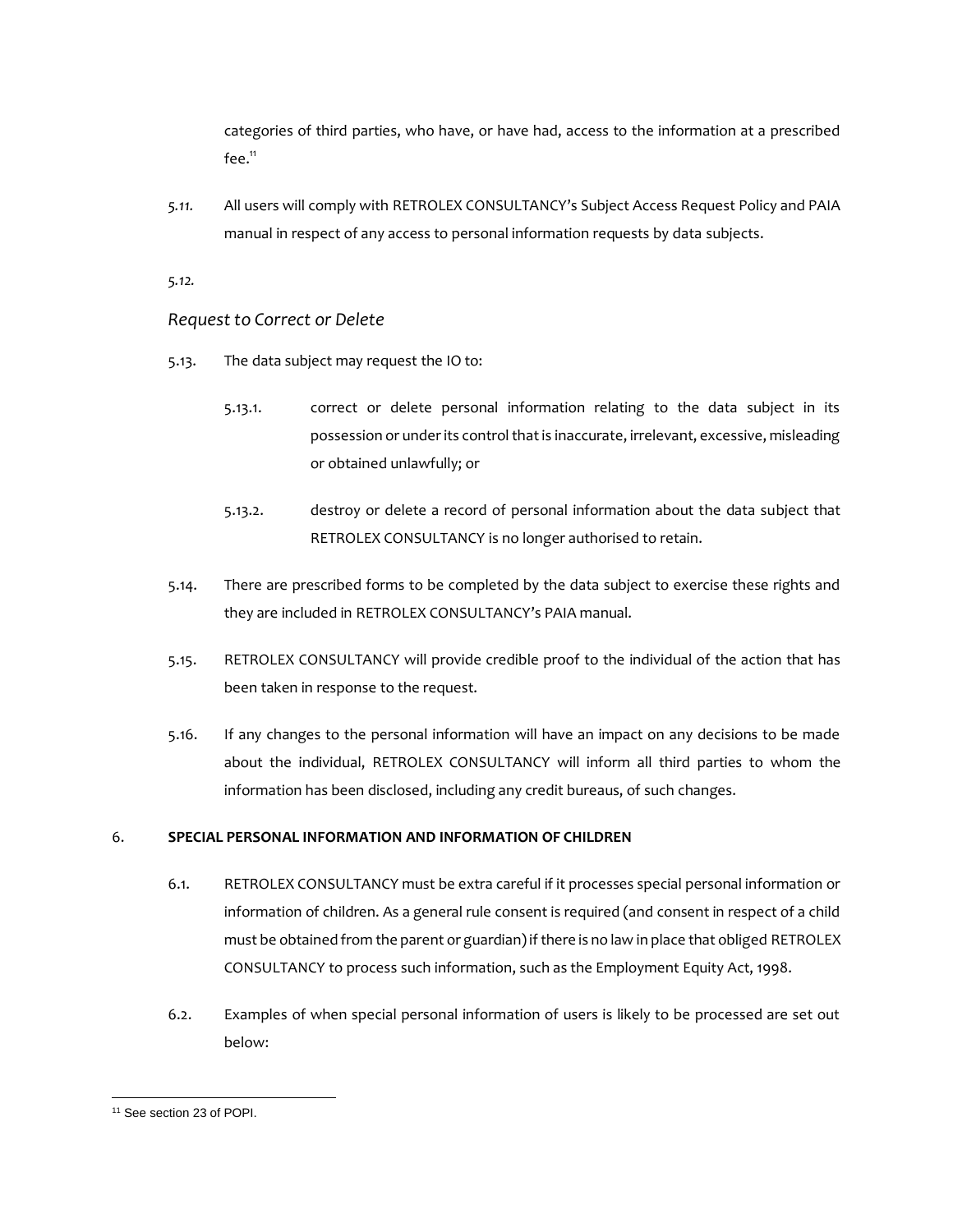categories of third parties, who have, or have had, access to the information at a prescribed fee.[11]

*5.11.* All users will comply with RETROLEX CONSULTANCY's Subject Access Request Policy and PAIA manual in respect of any access to personal information requests by data subjects.

*5.12.*

### *Request to Correct or Delete*

5.13. The data subject may request the IO to:

5.13.1. correct or delete personal information relating to the data subject in its possession or under its control that is inaccurate, irrelevant, excessive, misleading or obtained unlawfully; or

5.13.2. destroy or delete a record of personal information about the data subject that RETROLEX CONSULTANCY is no longer authorised to retain.

5.14. There are prescribed forms to be completed by the data subject to exercise these rights and they are included in RETROLEX CONSULTANCY's PAIA manual.

5.15. RETROLEX CONSULTANCY will provide credible proof to the individual of the action that has been taken in response to the request.

5.16. If any changes to the personal information will have an impact on any decisions to be made about the individual, RETROLEX CONSULTANCY will inform all third parties to whom the information has been disclosed, including any credit bureaus, of such changes.

## 6. SPECIAL PERSONAL INFORMATION AND INFORMATION OF CHILDREN

6.1. RETROLEX CONSULTANCY must be extra careful if it processes special personal information or information of children. As a general rule consent is required (and consent in respect of a child must be obtained from the parent or guardian) if there is no law in place that obliged RETROLEX CONSULTANCY to process such information, such as the Employment Equity Act, 1998.

6.2. Examples of when special personal information of users is likely to be processed are set out below:

---

[11] See section 23 of POPI.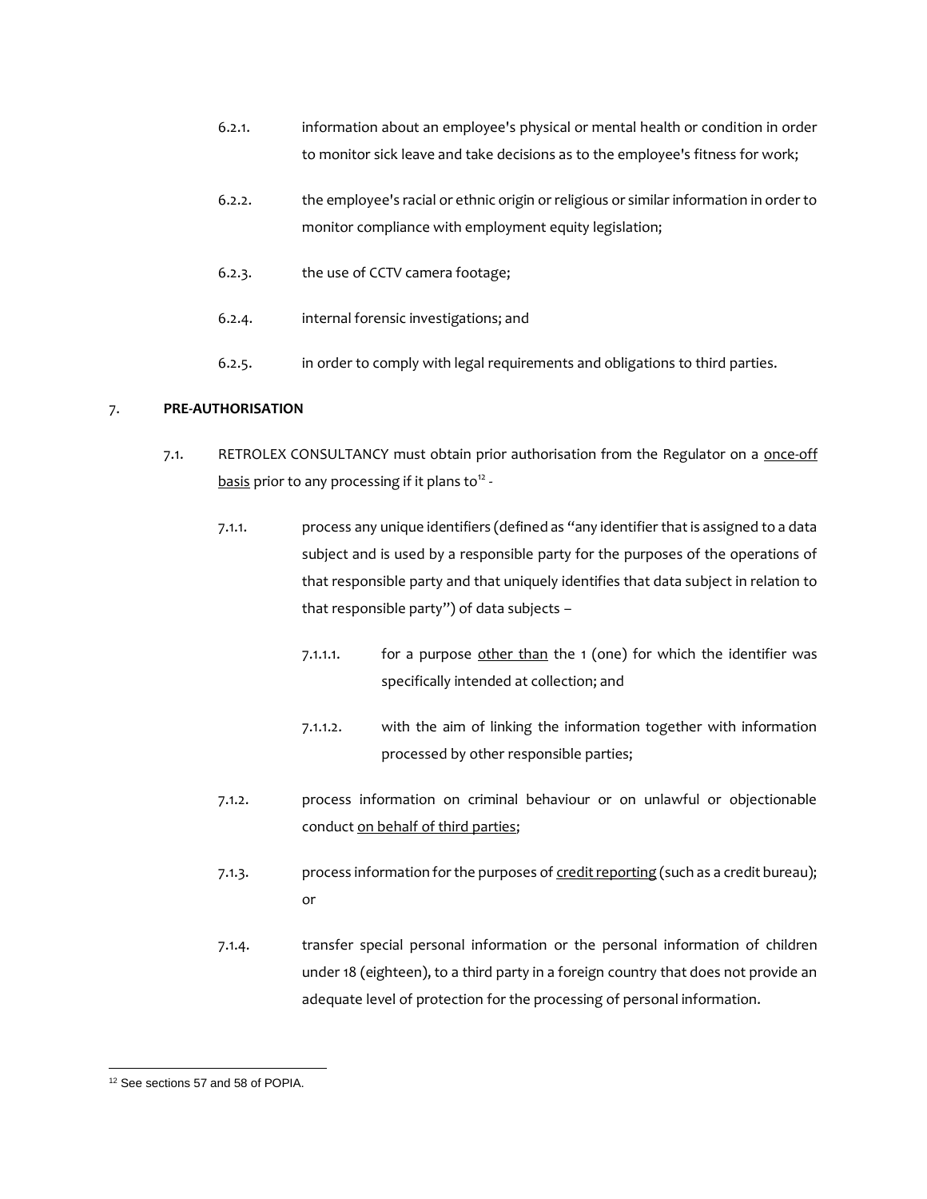6.2.1. information about an employee's physical or mental health or condition in order to monitor sick leave and take decisions as to the employee's fitness for work;

6.2.2. the employee's racial or ethnic origin or religious or similar information in order to monitor compliance with employment equity legislation;

6.2.3. the use of CCTV camera footage;

6.2.4. internal forensic investigations; and

6.2.5. in order to comply with legal requirements and obligations to third parties.

7. **PRE-AUTHORISATION**

7.1. RETROLEX CONSULTANCY must obtain prior authorisation from the Regulator on a <u>once-off basis</u> prior to any processing if it plans to[12] -

7.1.1. process any unique identifiers (defined as "any identifier that is assigned to a data subject and is used by a responsible party for the purposes of the operations of that responsible party and that uniquely identifies that data subject in relation to that responsible party") of data subjects –

7.1.1.1. for a purpose <u>other than</u> the 1 (one) for which the identifier was specifically intended at collection; and

7.1.1.2. with the aim of linking the information together with information processed by other responsible parties;

7.1.2. process information on criminal behaviour or on unlawful or objectionable conduct <u>on behalf of third parties</u>;

7.1.3. process information for the purposes of <u>credit reporting</u> (such as a credit bureau); or

7.1.4. transfer special personal information or the personal information of children under 18 (eighteen), to a third party in a foreign country that does not provide an adequate level of protection for the processing of personal information.

[12] See sections 57 and 58 of POPIA.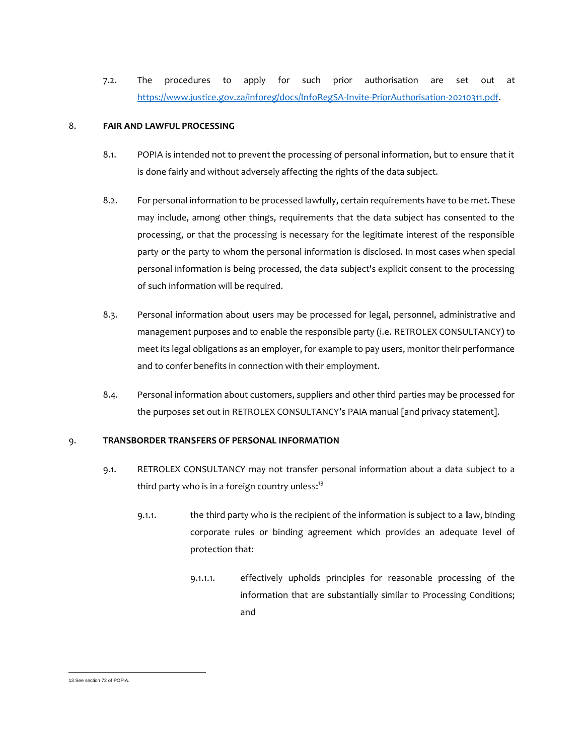7.2. The procedures to apply for such prior authorisation are set out at https://www.justice.gov.za/inforeg/docs/InfoRegSA-Invite-PriorAuthorisation-20210311.pdf.

8. **FAIR AND LAWFUL PROCESSING**

8.1. POPIA is intended not to prevent the processing of personal information, but to ensure that it is done fairly and without adversely affecting the rights of the data subject.

8.2. For personal information to be processed lawfully, certain requirements have to be met. These may include, among other things, requirements that the data subject has consented to the processing, or that the processing is necessary for the legitimate interest of the responsible party or the party to whom the personal information is disclosed. In most cases when special personal information is being processed, the data subject's explicit consent to the processing of such information will be required.

8.3. Personal information about users may be processed for legal, personnel, administrative and management purposes and to enable the responsible party (i.e. RETROLEX CONSULTANCY) to meet its legal obligations as an employer, for example to pay users, monitor their performance and to confer benefits in connection with their employment.

8.4. Personal information about customers, suppliers and other third parties may be processed for the purposes set out in RETROLEX CONSULTANCY's PAIA manual [and privacy statement].

9. **TRANSBORDER TRANSFERS OF PERSONAL INFORMATION**

9.1. RETROLEX CONSULTANCY may not transfer personal information about a data subject to a third party who is in a foreign country unless:[13]

9.1.1. the third party who is the recipient of the information is subject to a law, binding corporate rules or binding agreement which provides an adequate level of protection that:

9.1.1.1. effectively upholds principles for reasonable processing of the information that are substantially similar to Processing Conditions; and

---

13 See section 72 of POPIA.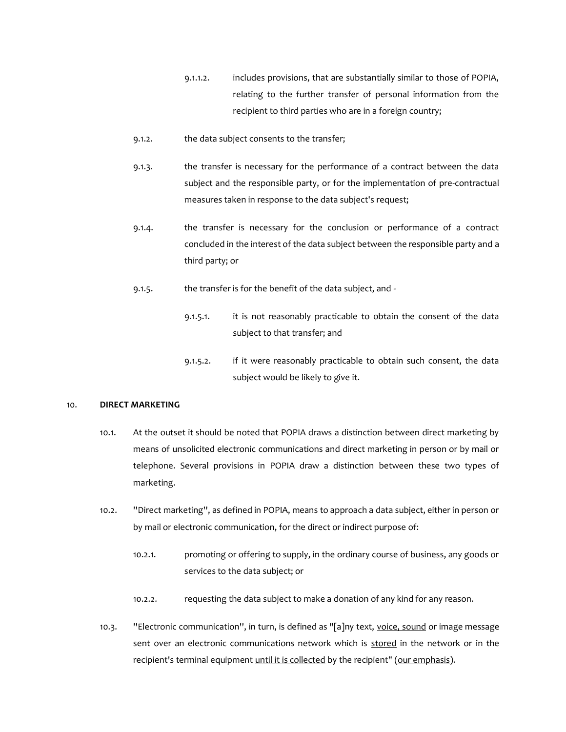9.1.1.2. includes provisions, that are substantially similar to those of POPIA, relating to the further transfer of personal information from the recipient to third parties who are in a foreign country;

9.1.2. the data subject consents to the transfer;

9.1.3. the transfer is necessary for the performance of a contract between the data subject and the responsible party, or for the implementation of pre-contractual measures taken in response to the data subject's request;

9.1.4. the transfer is necessary for the conclusion or performance of a contract concluded in the interest of the data subject between the responsible party and a third party; or

9.1.5. the transfer is for the benefit of the data subject, and -

9.1.5.1. it is not reasonably practicable to obtain the consent of the data subject to that transfer; and

9.1.5.2. if it were reasonably practicable to obtain such consent, the data subject would be likely to give it.

## 10. DIRECT MARKETING

10.1. At the outset it should be noted that POPIA draws a distinction between direct marketing by means of unsolicited electronic communications and direct marketing in person or by mail or telephone. Several provisions in POPIA draw a distinction between these two types of marketing.

10.2. "Direct marketing", as defined in POPIA, means to approach a data subject, either in person or by mail or electronic communication, for the direct or indirect purpose of:

10.2.1. promoting or offering to supply, in the ordinary course of business, any goods or services to the data subject; or

10.2.2. requesting the data subject to make a donation of any kind for any reason.

10.3. "Electronic communication", in turn, is defined as "[a]ny text, <u>voice, sound</u> or image message sent over an electronic communications network which is <u>stored</u> in the network or in the recipient's terminal equipment <u>until it is collected</u> by the recipient" (<u>our emphasis</u>).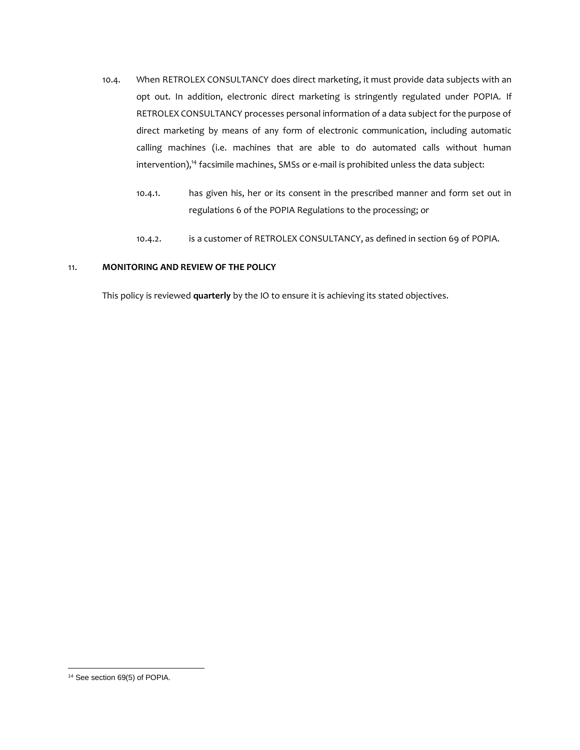10.4. When RETROLEX CONSULTANCY does direct marketing, it must provide data subjects with an opt out. In addition, electronic direct marketing is stringently regulated under POPIA. If RETROLEX CONSULTANCY processes personal information of a data subject for the purpose of direct marketing by means of any form of electronic communication, including automatic calling machines (i.e. machines that are able to do automated calls without human intervention),[14] facsimile machines, SMSs or e-mail is prohibited unless the data subject:

10.4.1. has given his, her or its consent in the prescribed manner and form set out in regulations 6 of the POPIA Regulations to the processing; or

10.4.2. is a customer of RETROLEX CONSULTANCY, as defined in section 69 of POPIA.

## 11. MONITORING AND REVIEW OF THE POLICY

This policy is reviewed **quarterly** by the IO to ensure it is achieving its stated objectives.

[14] See section 69(5) of POPIA.